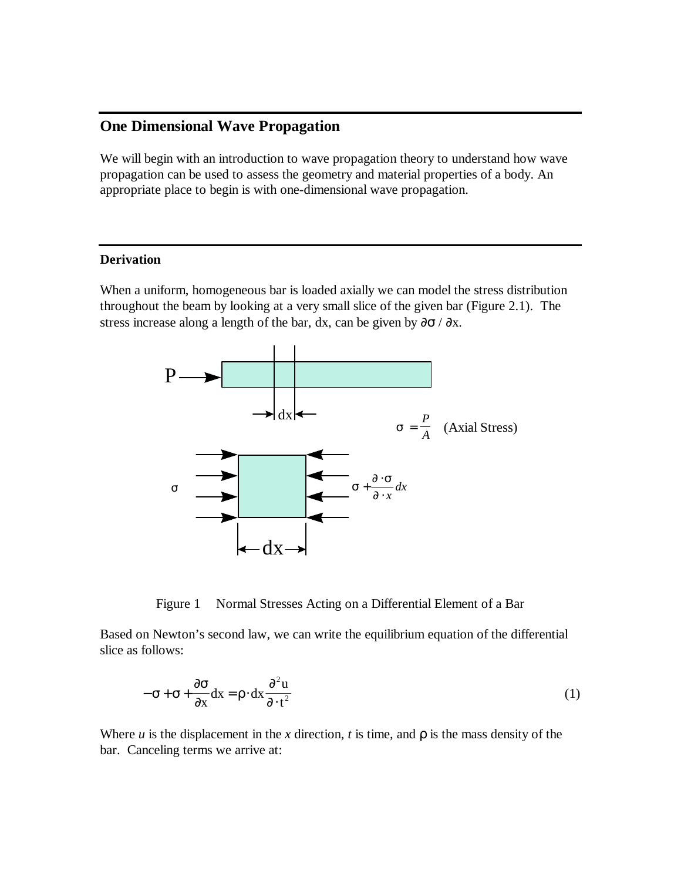## One Dimensional Wave Propagation

We will begin with an introduction to wave propagation theory to understand how wave propagation can be used to assess the geometry and material properties of a body. An appropriate place to begin is with one-dimensional wave propagation.

### Derivation

When a uniform, homogeneous bar is loaded axially we can model the stress distribution throughout the beam by looking at a very small slice of the given bar (Figure 2.1). The stress increase along a length of the bar, dx, can be given by $\partial\sigma / \partial x$.

$$\sigma = \frac{P}{A} \quad \text{(Axial Stress)}$$

Figure 1 Normal Stresses Acting on a Differential Element of a Bar

Based on Newton's second law, we can write the equilibrium equation of the differential slice as follows:

$$-\sigma + \sigma + \frac{\partial\sigma}{\partial x}dx = \rho \cdot dx \frac{\partial^2 u}{\partial \cdot t^2} \tag{1}$$

Where *u* is the displacement in the *x* direction, *t* is time, and $\rho$ is the mass density of the bar. Canceling terms we arrive at: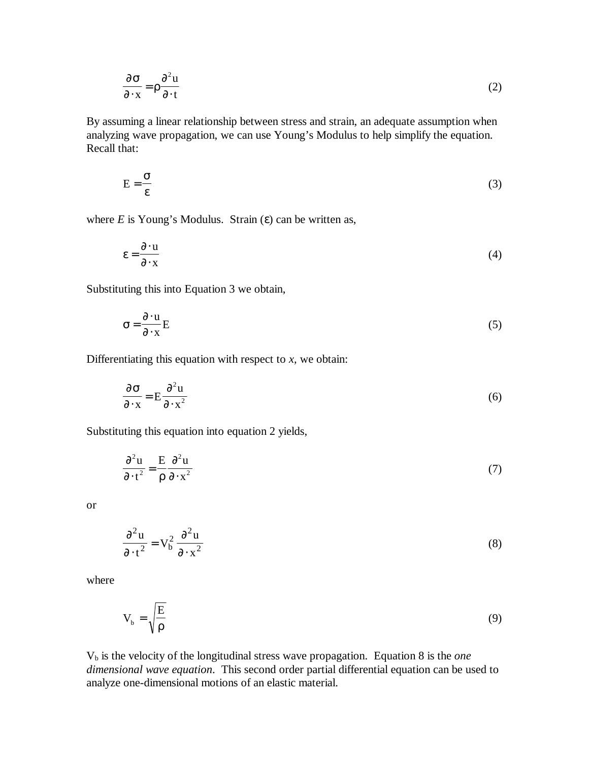$$\frac{\partial \sigma}{\partial \cdot x} = \rho \frac{\partial^2 u}{\partial \cdot t} \tag{2}$$

By assuming a linear relationship between stress and strain, an adequate assumption when analyzing wave propagation, we can use Young's Modulus to help simplify the equation. Recall that:

$$E = \frac{\sigma}{\varepsilon} \tag{3}$$

where $E$ is Young's Modulus. Strain ($\varepsilon$) can be written as,

$$\varepsilon = \frac{\partial \cdot u}{\partial \cdot x} \tag{4}$$

Substituting this into Equation 3 we obtain,

$$\sigma = \frac{\partial \cdot u}{\partial \cdot x} E \tag{5}$$

Differentiating this equation with respect to $x$, we obtain:

$$\frac{\partial \sigma}{\partial \cdot x} = E \frac{\partial^2 u}{\partial \cdot x^2} \tag{6}$$

Substituting this equation into equation 2 yields,

$$\frac{\partial^2 u}{\partial \cdot t^2} = \frac{E}{\rho} \frac{\partial^2 u}{\partial \cdot x^2} \tag{7}$$

or

$$\frac{\partial^2 u}{\partial \cdot t^2} = V_b^2 \frac{\partial^2 u}{\partial \cdot x^2} \tag{8}$$

where

$$V_b = \sqrt{\frac{E}{\rho}} \tag{9}$$

$V_b$ is the velocity of the longitudinal stress wave propagation. Equation 8 is the *one dimensional wave equation*. This second order partial differential equation can be used to analyze one-dimensional motions of an elastic material.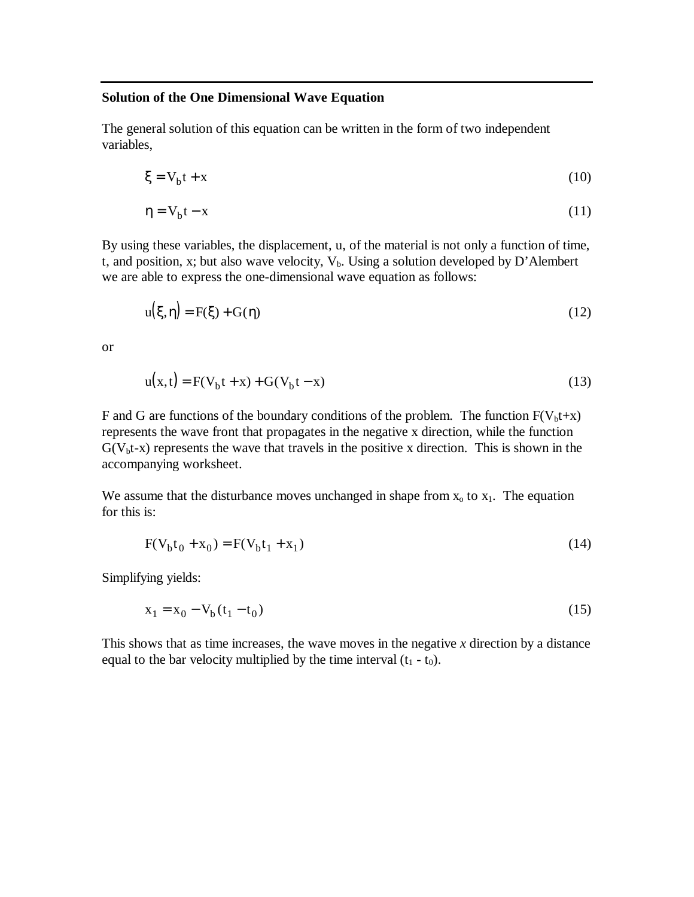**Solution of the One Dimensional Wave Equation**

The general solution of this equation can be written in the form of two independent variables,

$$\xi = V_b t + x \tag{10}$$

$$\eta = V_b t - x \tag{11}$$

By using these variables, the displacement, u, of the material is not only a function of time, t, and position, x; but also wave velocity, $V_b$. Using a solution developed by D'Alembert we are able to express the one-dimensional wave equation as follows:

$$u(\xi, \eta) = F(\xi) + G(\eta) \tag{12}$$

or

$$u(x, t) = F(V_b t + x) + G(V_b t - x) \tag{13}$$

F and G are functions of the boundary conditions of the problem. The function $F(V_b t+x)$ represents the wave front that propagates in the negative x direction, while the function $G(V_b t-x)$ represents the wave that travels in the positive x direction. This is shown in the accompanying worksheet.

We assume that the disturbance moves unchanged in shape from $x_o$ to $x_1$. The equation for this is:

$$F(V_b t_0 + x_0) = F(V_b t_1 + x_1) \tag{14}$$

Simplifying yields:

$$x_1 = x_0 - V_b (t_1 - t_0) \tag{15}$$

This shows that as time increases, the wave moves in the negative *x* direction by a distance equal to the bar velocity multiplied by the time interval $(t_1 - t_0)$.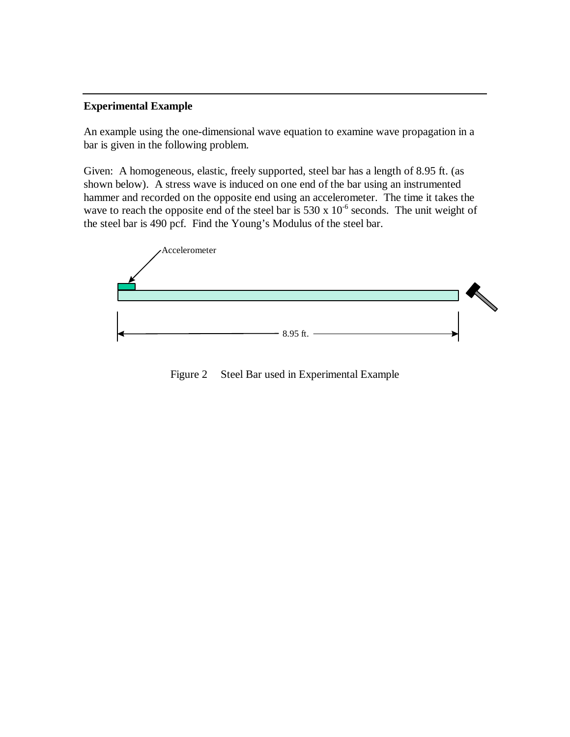**Experimental Example**

An example using the one-dimensional wave equation to examine wave propagation in a bar is given in the following problem.

Given: A homogeneous, elastic, freely supported, steel bar has a length of 8.95 ft. (as shown below). A stress wave is induced on one end of the bar using an instrumented hammer and recorded on the opposite end using an accelerometer. The time it takes the wave to reach the opposite end of the steel bar is $530 \times 10^{-6}$ seconds. The unit weight of the steel bar is 490 pcf. Find the Young's Modulus of the steel bar.

Accelerometer

8.95 ft.

Figure 2 Steel Bar used in Experimental Example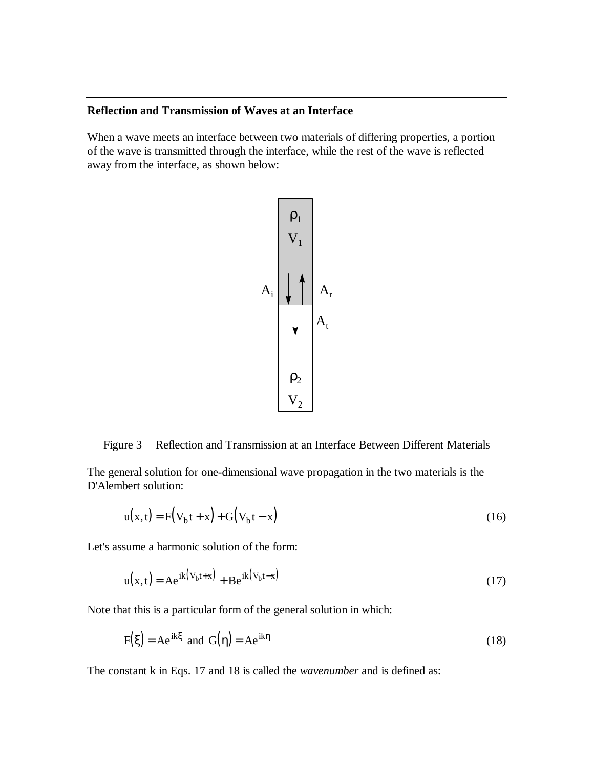### Reflection and Transmission of Waves at an Interface

When a wave meets an interface between two materials of differing properties, a portion of the wave is transmitted through the interface, while the rest of the wave is reflected away from the interface, as shown below:

Figure 3 Reflection and Transmission at an Interface Between Different Materials

The general solution for one-dimensional wave propagation in the two materials is the D'Alembert solution:

$$u(x,t) = F(V_b t + x) + G(V_b t - x) \tag{16}$$

Let's assume a harmonic solution of the form:

$$u(x,t) = Ae^{ik(V_b t + x)} + Be^{ik(V_b t - x)} \tag{17}$$

Note that this is a particular form of the general solution in which:

$$F(\xi) = Ae^{ik\xi} \text{ and } G(\eta) = Ae^{ik\eta} \tag{18}$$

The constant k in Eqs. 17 and 18 is called the *wavenumber* and is defined as: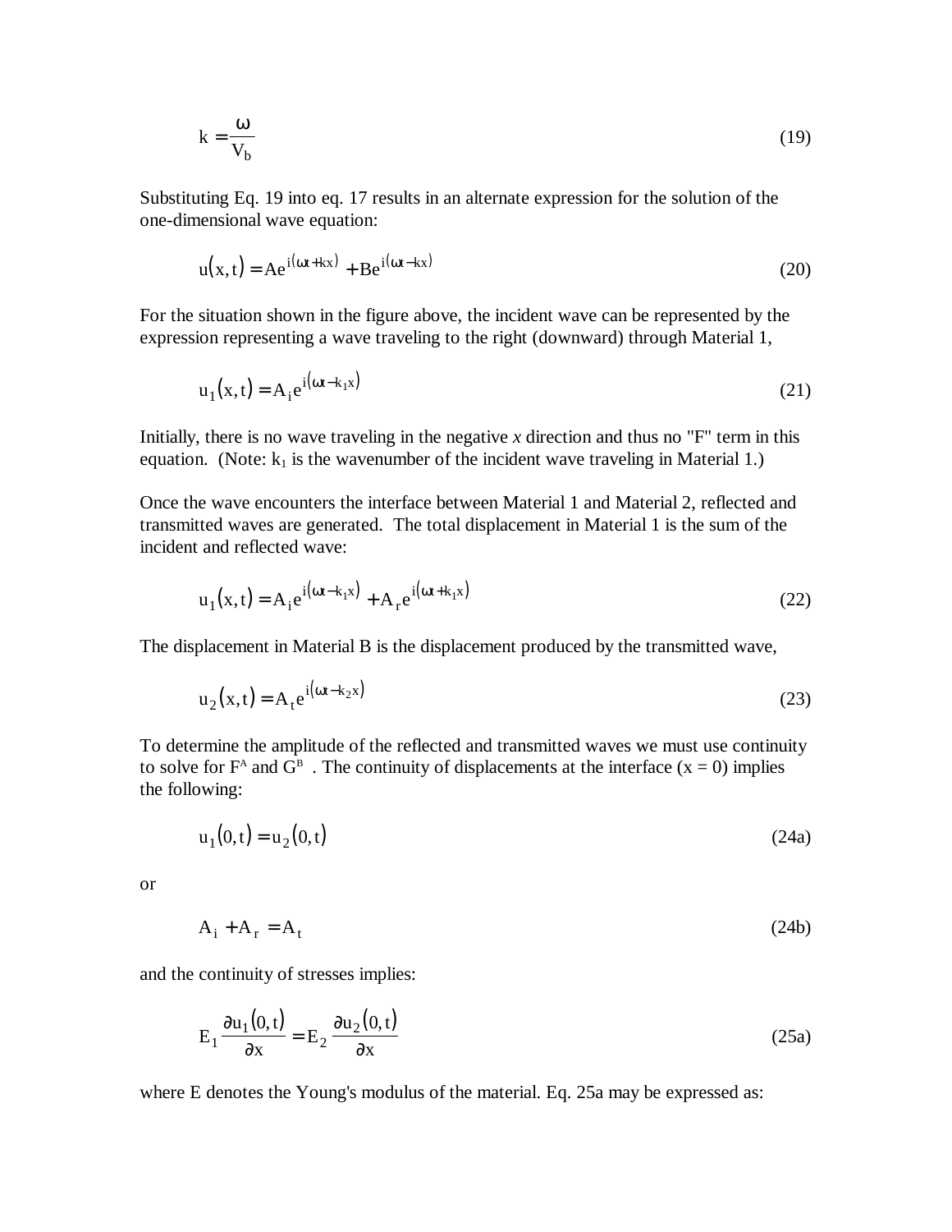$$k = \frac{\omega}{V_b} \tag{19}$$

Substituting Eq. 19 into eq. 17 results in an alternate expression for the solution of the one-dimensional wave equation:

$$u(x,t) = Ae^{i(\omega t + kx)} + Be^{i(\omega t - kx)} \tag{20}$$

For the situation shown in the figure above, the incident wave can be represented by the expression representing a wave traveling to the right (downward) through Material 1,

$$u_1(x,t) = A_i e^{i(\omega t - k_1 x)} \tag{21}$$

Initially, there is no wave traveling in the negative *x* direction and thus no "F" term in this equation. (Note: $k_1$ is the wavenumber of the incident wave traveling in Material 1.)

Once the wave encounters the interface between Material 1 and Material 2, reflected and transmitted waves are generated. The total displacement in Material 1 is the sum of the incident and reflected wave:

$$u_1(x,t) = A_i e^{i(\omega t - k_1 x)} + A_r e^{i(\omega t + k_1 x)} \tag{22}$$

The displacement in Material B is the displacement produced by the transmitted wave,

$$u_2(x,t) = A_t e^{i(\omega t - k_2 x)} \tag{23}$$

To determine the amplitude of the reflected and transmitted waves we must use continuity to solve for $F^A$ and $G^B$ . The continuity of displacements at the interface (x = 0) implies the following:

$$u_1(0,t) = u_2(0,t) \tag{24a}$$

or

$$A_i + A_r = A_t \tag{24b}$$

and the continuity of stresses implies:

$$E_1 \frac{\partial u_1(0,t)}{\partial x} = E_2 \frac{\partial u_2(0,t)}{\partial x} \tag{25a}$$

where E denotes the Young's modulus of the material. Eq. 25a may be expressed as: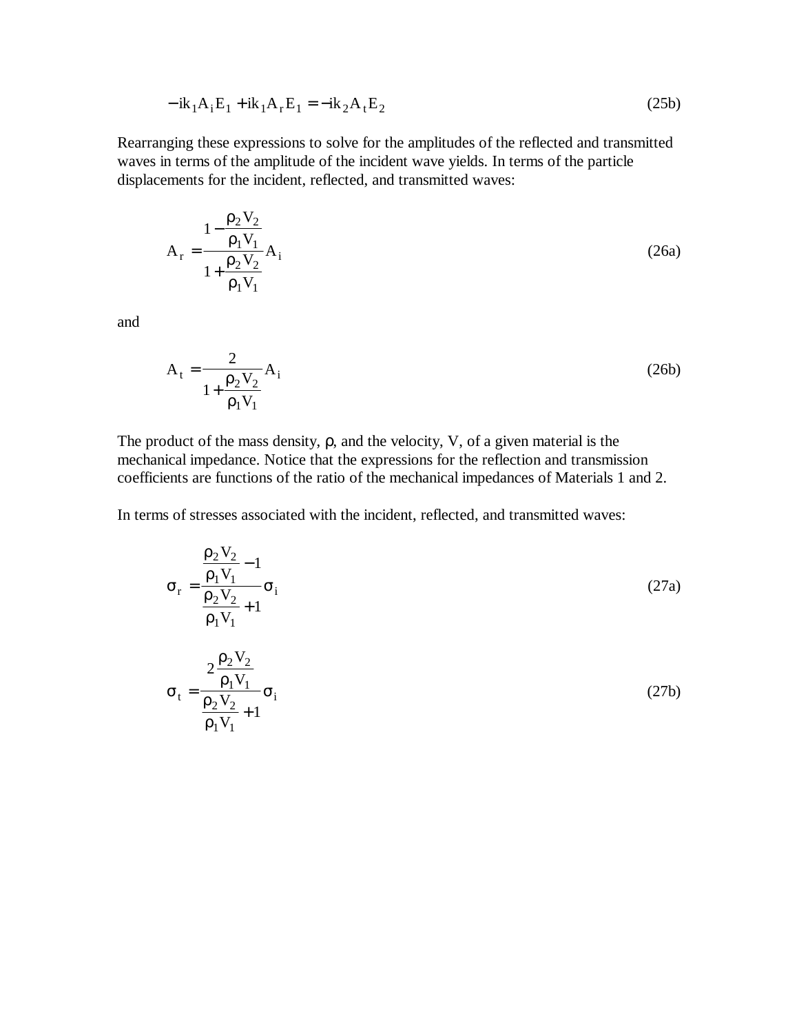$$-ik_1 A_i E_1 + ik_1 A_r E_1 = -ik_2 A_t E_2 \tag{25b}$$

Rearranging these expressions to solve for the amplitudes of the reflected and transmitted waves in terms of the amplitude of the incident wave yields. In terms of the particle displacements for the incident, reflected, and transmitted waves:

$$A_r = \frac{1 - \dfrac{\rho_2 V_2}{\rho_1 V_1}}{1 + \dfrac{\rho_2 V_2}{\rho_1 V_1}} A_i \tag{26a}$$

and

$$A_t = \frac{2}{1 + \dfrac{\rho_2 V_2}{\rho_1 V_1}} A_i \tag{26b}$$

The product of the mass density, $\rho$, and the velocity, V, of a given material is the mechanical impedance. Notice that the expressions for the reflection and transmission coefficients are functions of the ratio of the mechanical impedances of Materials 1 and 2.

In terms of stresses associated with the incident, reflected, and transmitted waves:

$$\sigma_r = \frac{\dfrac{\rho_2 V_2}{\rho_1 V_1} - 1}{\dfrac{\rho_2 V_2}{\rho_1 V_1} + 1} \sigma_i \tag{27a}$$

$$\sigma_t = \frac{2 \dfrac{\rho_2 V_2}{\rho_1 V_1}}{\dfrac{\rho_2 V_2}{\rho_1 V_1} + 1} \sigma_i \tag{27b}$$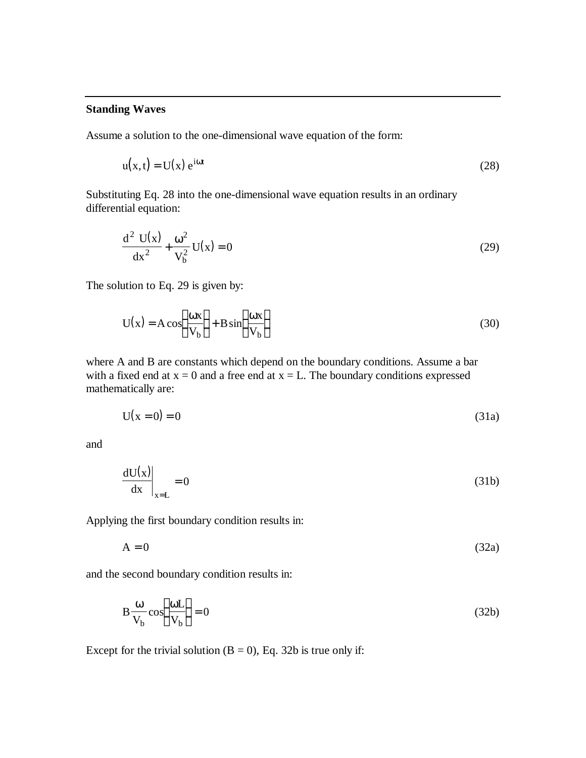### Standing Waves

Assume a solution to the one-dimensional wave equation of the form:

$$u(x,t) = U(x)\, e^{i\omega t} \tag{28}$$

Substituting Eq. 28 into the one-dimensional wave equation results in an ordinary differential equation:

$$\frac{d^2\, U(x)}{dx^2} + \frac{\omega^2}{V_b^2} U(x) = 0 \tag{29}$$

The solution to Eq. 29 is given by:

$$U(x) = A\cos\left(\frac{\omega x}{V_b}\right) + B\sin\left(\frac{\omega x}{V_b}\right) \tag{30}$$

where A and B are constants which depend on the boundary conditions. Assume a bar with a fixed end at $x = 0$ and a free end at $x = L$. The boundary conditions expressed mathematically are:

$$U(x = 0) = 0 \tag{31a}$$

and

$$\left.\frac{dU(x)}{dx}\right|_{x=L} = 0 \tag{31b}$$

Applying the first boundary condition results in:

$$A = 0 \tag{32a}$$

and the second boundary condition results in:

$$B\frac{\omega}{V_b}\cos\left(\frac{\omega L}{V_b}\right) = 0 \tag{32b}$$

Except for the trivial solution ($B = 0$), Eq. 32b is true only if: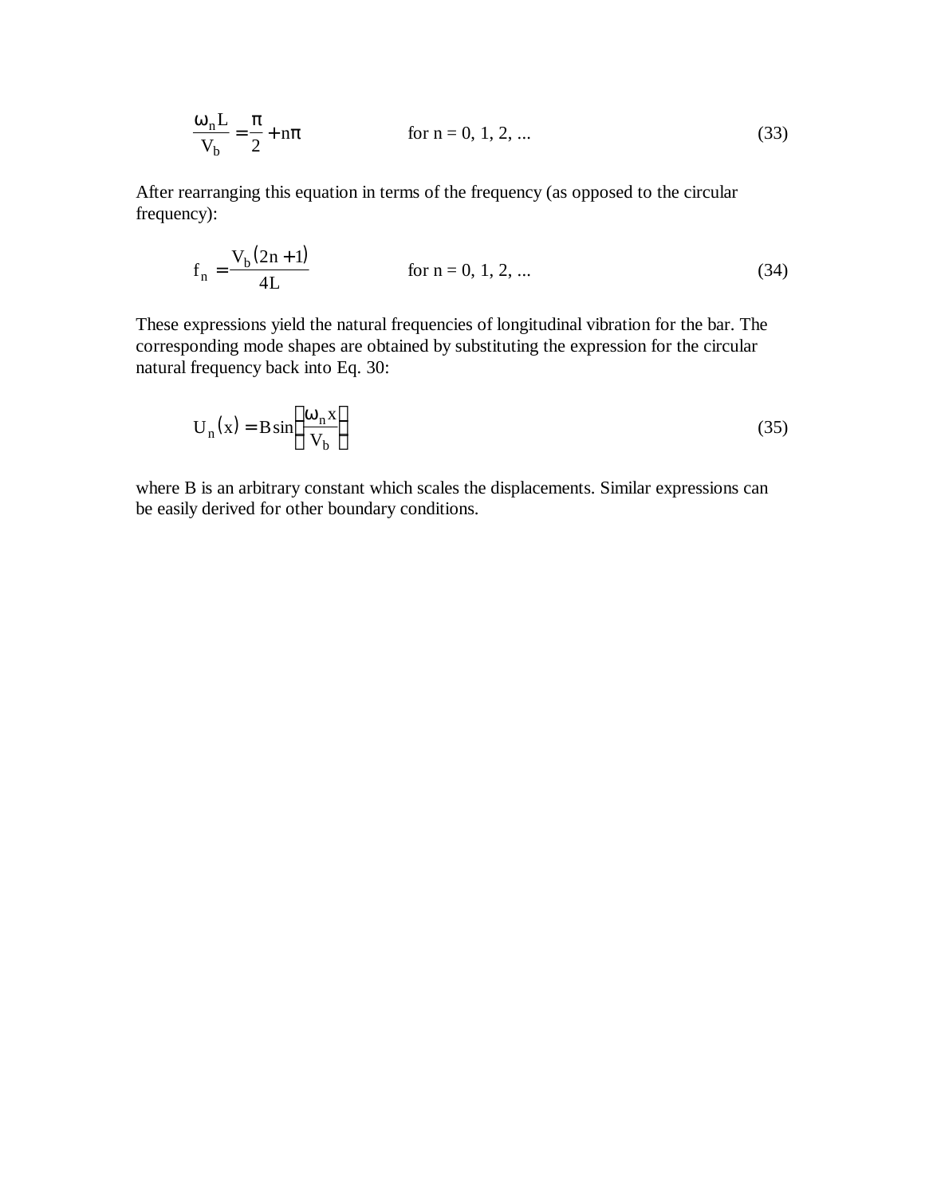$$\frac{\omega_n L}{V_b} = \frac{\pi}{2} + n\pi \qquad \text{for n = 0, 1, 2, ...} \tag{33}$$

After rearranging this equation in terms of the frequency (as opposed to the circular frequency):

$$f_n = \frac{V_b(2n+1)}{4L} \qquad \text{for n = 0, 1, 2, ...} \tag{34}$$

These expressions yield the natural frequencies of longitudinal vibration for the bar. The corresponding mode shapes are obtained by substituting the expression for the circular natural frequency back into Eq. 30:

$$U_n(x) = B\sin\left(\frac{\omega_n x}{V_b}\right) \tag{35}$$

where B is an arbitrary constant which scales the displacements. Similar expressions can be easily derived for other boundary conditions.